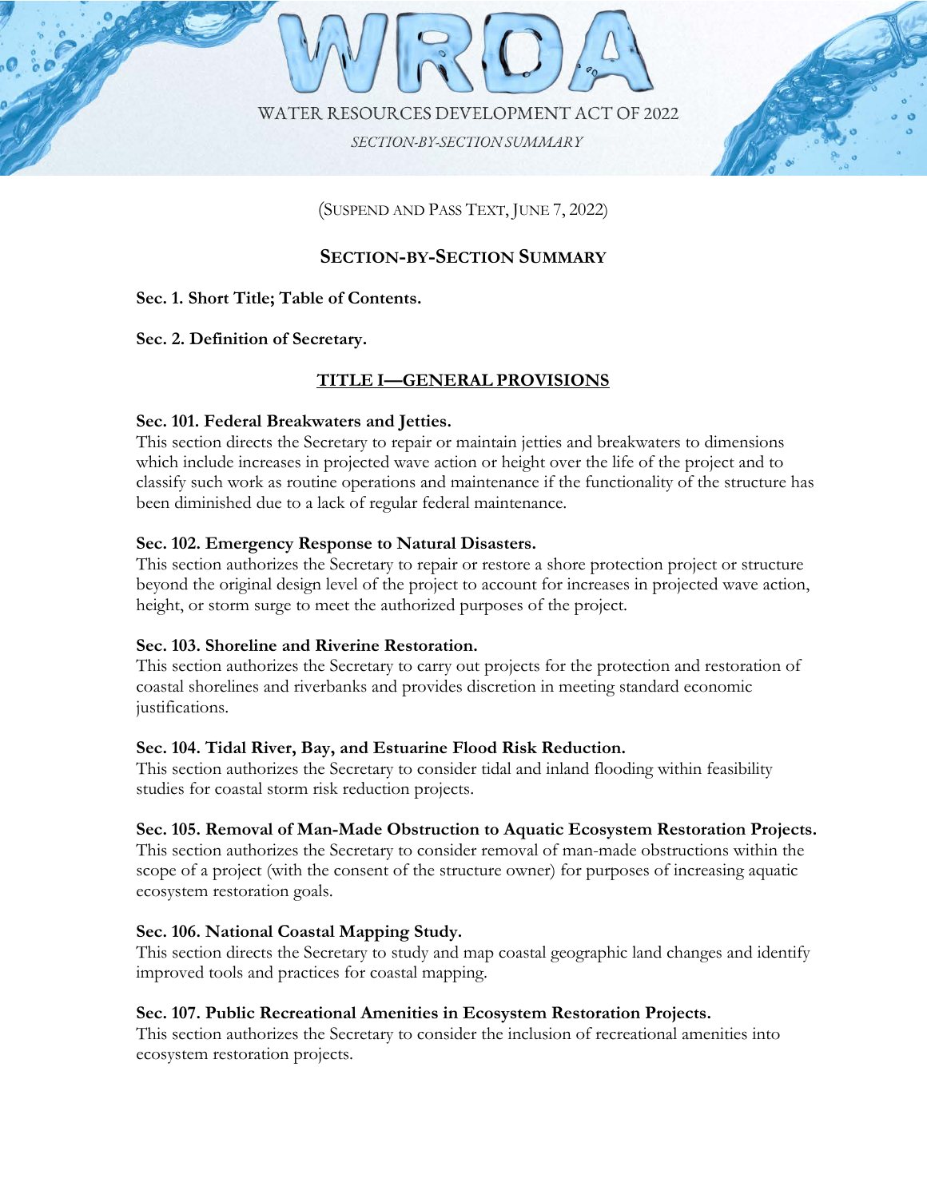# WRDA

WATER RESOURCES DEVELOPMENT ACT OF 2022

*SECTION-BY-SECTION SUMMARY*

(SUSPEND AND PASS TEXT, JUNE 7, 2022)

## SECTION-BY-SECTION SUMMARY

**Sec. 1. Short Title; Table of Contents.**

**Sec. 2. Definition of Secretary.**

## TITLE I—GENERAL PROVISIONS

**Sec. 101. Federal Breakwaters and Jetties.**
This section directs the Secretary to repair or maintain jetties and breakwaters to dimensions which include increases in projected wave action or height over the life of the project and to classify such work as routine operations and maintenance if the functionality of the structure has been diminished due to a lack of regular federal maintenance.

**Sec. 102. Emergency Response to Natural Disasters.**
This section authorizes the Secretary to repair or restore a shore protection project or structure beyond the original design level of the project to account for increases in projected wave action, height, or storm surge to meet the authorized purposes of the project.

**Sec. 103. Shoreline and Riverine Restoration.**
This section authorizes the Secretary to carry out projects for the protection and restoration of coastal shorelines and riverbanks and provides discretion in meeting standard economic justifications.

**Sec. 104. Tidal River, Bay, and Estuarine Flood Risk Reduction.**
This section authorizes the Secretary to consider tidal and inland flooding within feasibility studies for coastal storm risk reduction projects.

**Sec. 105. Removal of Man-Made Obstruction to Aquatic Ecosystem Restoration Projects.**
This section authorizes the Secretary to consider removal of man-made obstructions within the scope of a project (with the consent of the structure owner) for purposes of increasing aquatic ecosystem restoration goals.

**Sec. 106. National Coastal Mapping Study.**
This section directs the Secretary to study and map coastal geographic land changes and identify improved tools and practices for coastal mapping.

**Sec. 107. Public Recreational Amenities in Ecosystem Restoration Projects.**
This section authorizes the Secretary to consider the inclusion of recreational amenities into ecosystem restoration projects.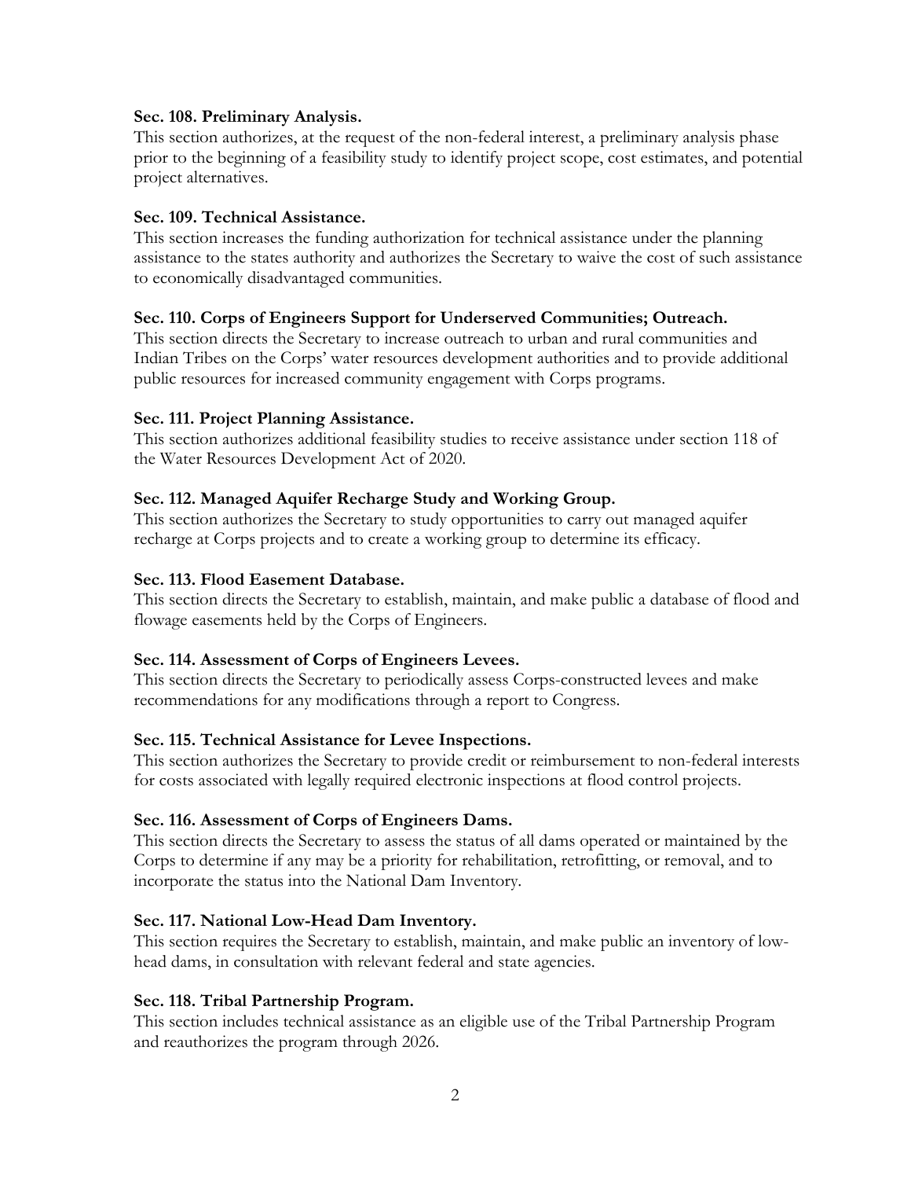**Sec. 108. Preliminary Analysis.**
This section authorizes, at the request of the non-federal interest, a preliminary analysis phase prior to the beginning of a feasibility study to identify project scope, cost estimates, and potential project alternatives.

**Sec. 109. Technical Assistance.**
This section increases the funding authorization for technical assistance under the planning assistance to the states authority and authorizes the Secretary to waive the cost of such assistance to economically disadvantaged communities.

**Sec. 110. Corps of Engineers Support for Underserved Communities; Outreach.**
This section directs the Secretary to increase outreach to urban and rural communities and Indian Tribes on the Corps' water resources development authorities and to provide additional public resources for increased community engagement with Corps programs.

**Sec. 111. Project Planning Assistance.**
This section authorizes additional feasibility studies to receive assistance under section 118 of the Water Resources Development Act of 2020.

**Sec. 112. Managed Aquifer Recharge Study and Working Group.**
This section authorizes the Secretary to study opportunities to carry out managed aquifer recharge at Corps projects and to create a working group to determine its efficacy.

**Sec. 113. Flood Easement Database.**
This section directs the Secretary to establish, maintain, and make public a database of flood and flowage easements held by the Corps of Engineers.

**Sec. 114. Assessment of Corps of Engineers Levees.**
This section directs the Secretary to periodically assess Corps-constructed levees and make recommendations for any modifications through a report to Congress.

**Sec. 115. Technical Assistance for Levee Inspections.**
This section authorizes the Secretary to provide credit or reimbursement to non-federal interests for costs associated with legally required electronic inspections at flood control projects.

**Sec. 116. Assessment of Corps of Engineers Dams.**
This section directs the Secretary to assess the status of all dams operated or maintained by the Corps to determine if any may be a priority for rehabilitation, retrofitting, or removal, and to incorporate the status into the National Dam Inventory.

**Sec. 117. National Low-Head Dam Inventory.**
This section requires the Secretary to establish, maintain, and make public an inventory of low-head dams, in consultation with relevant federal and state agencies.

**Sec. 118. Tribal Partnership Program.**
This section includes technical assistance as an eligible use of the Tribal Partnership Program and reauthorizes the program through 2026.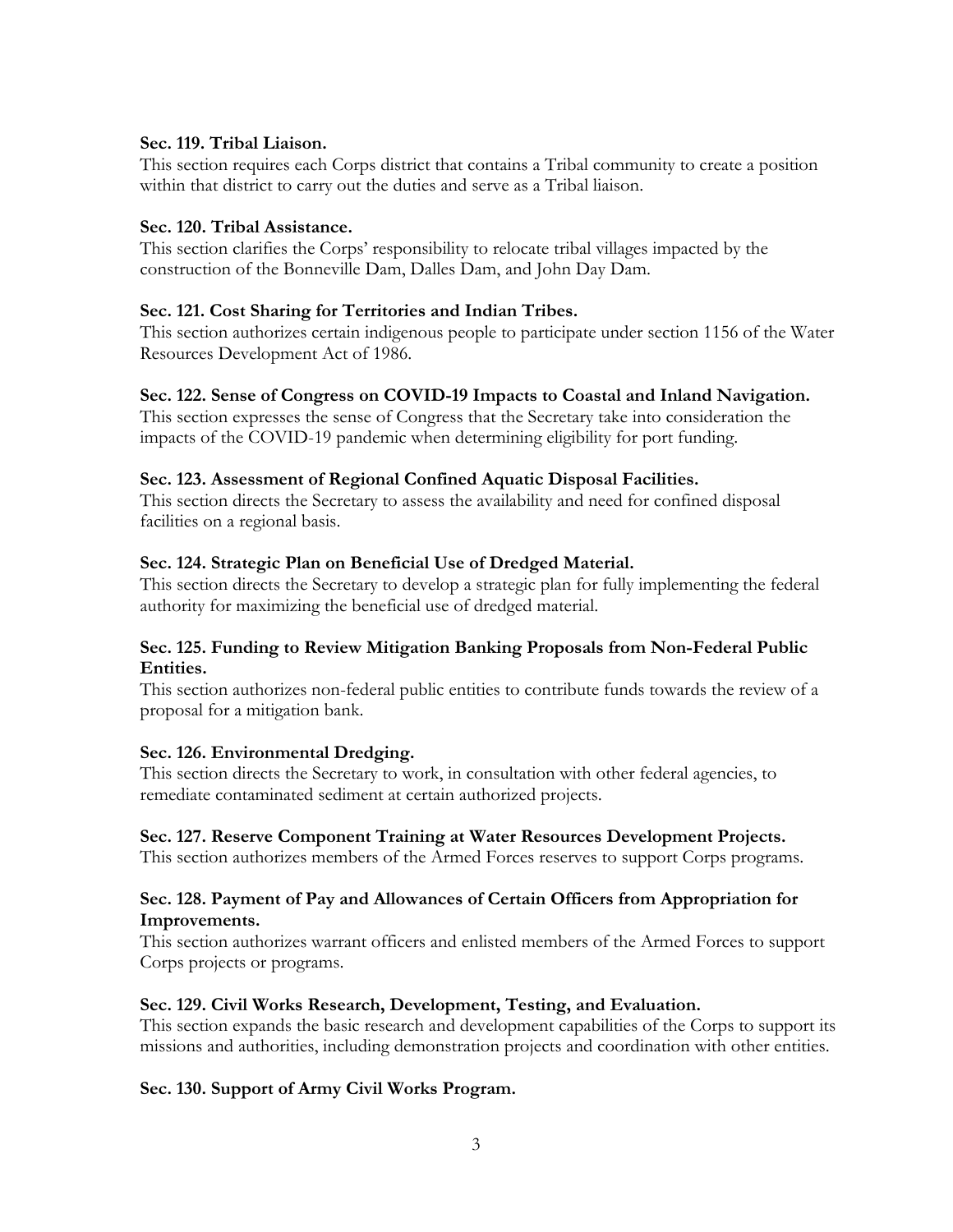**Sec. 119. Tribal Liaison.**

This section requires each Corps district that contains a Tribal community to create a position within that district to carry out the duties and serve as a Tribal liaison.

**Sec. 120. Tribal Assistance.**

This section clarifies the Corps' responsibility to relocate tribal villages impacted by the construction of the Bonneville Dam, Dalles Dam, and John Day Dam.

**Sec. 121. Cost Sharing for Territories and Indian Tribes.**

This section authorizes certain indigenous people to participate under section 1156 of the Water Resources Development Act of 1986.

**Sec. 122. Sense of Congress on COVID-19 Impacts to Coastal and Inland Navigation.**

This section expresses the sense of Congress that the Secretary take into consideration the impacts of the COVID-19 pandemic when determining eligibility for port funding.

**Sec. 123. Assessment of Regional Confined Aquatic Disposal Facilities.**

This section directs the Secretary to assess the availability and need for confined disposal facilities on a regional basis.

**Sec. 124. Strategic Plan on Beneficial Use of Dredged Material.**

This section directs the Secretary to develop a strategic plan for fully implementing the federal authority for maximizing the beneficial use of dredged material.

**Sec. 125. Funding to Review Mitigation Banking Proposals from Non-Federal Public Entities.**

This section authorizes non-federal public entities to contribute funds towards the review of a proposal for a mitigation bank.

**Sec. 126. Environmental Dredging.**

This section directs the Secretary to work, in consultation with other federal agencies, to remediate contaminated sediment at certain authorized projects.

**Sec. 127. Reserve Component Training at Water Resources Development Projects.**

This section authorizes members of the Armed Forces reserves to support Corps programs.

**Sec. 128. Payment of Pay and Allowances of Certain Officers from Appropriation for Improvements.**

This section authorizes warrant officers and enlisted members of the Armed Forces to support Corps projects or programs.

**Sec. 129. Civil Works Research, Development, Testing, and Evaluation.**

This section expands the basic research and development capabilities of the Corps to support its missions and authorities, including demonstration projects and coordination with other entities.

**Sec. 130. Support of Army Civil Works Program.**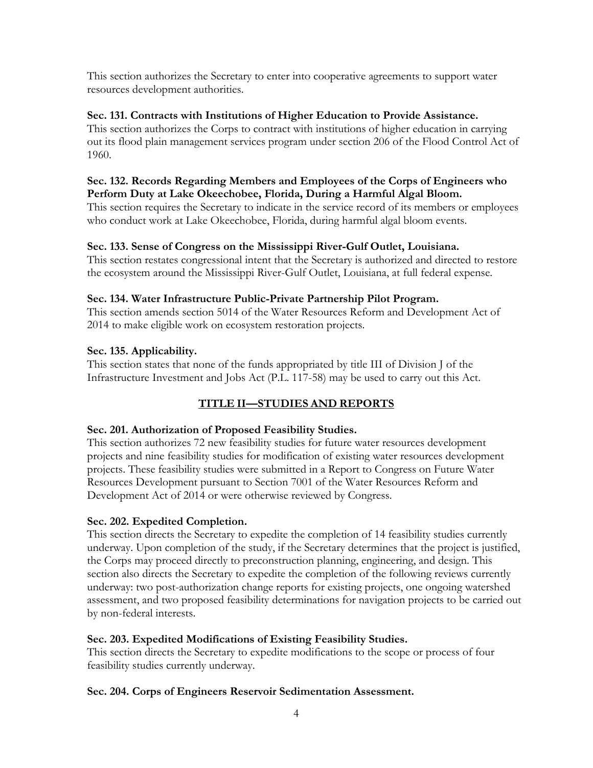This section authorizes the Secretary to enter into cooperative agreements to support water resources development authorities.

**Sec. 131. Contracts with Institutions of Higher Education to Provide Assistance.**
This section authorizes the Corps to contract with institutions of higher education in carrying out its flood plain management services program under section 206 of the Flood Control Act of 1960.

**Sec. 132. Records Regarding Members and Employees of the Corps of Engineers who Perform Duty at Lake Okeechobee, Florida, During a Harmful Algal Bloom.**
This section requires the Secretary to indicate in the service record of its members or employees who conduct work at Lake Okeechobee, Florida, during harmful algal bloom events.

**Sec. 133. Sense of Congress on the Mississippi River-Gulf Outlet, Louisiana.**
This section restates congressional intent that the Secretary is authorized and directed to restore the ecosystem around the Mississippi River-Gulf Outlet, Louisiana, at full federal expense.

**Sec. 134. Water Infrastructure Public-Private Partnership Pilot Program.**
This section amends section 5014 of the Water Resources Reform and Development Act of 2014 to make eligible work on ecosystem restoration projects.

**Sec. 135. Applicability.**
This section states that none of the funds appropriated by title III of Division J of the Infrastructure Investment and Jobs Act (P.L. 117-58) may be used to carry out this Act.

## TITLE II—STUDIES AND REPORTS

**Sec. 201. Authorization of Proposed Feasibility Studies.**
This section authorizes 72 new feasibility studies for future water resources development projects and nine feasibility studies for modification of existing water resources development projects. These feasibility studies were submitted in a Report to Congress on Future Water Resources Development pursuant to Section 7001 of the Water Resources Reform and Development Act of 2014 or were otherwise reviewed by Congress.

**Sec. 202. Expedited Completion.**
This section directs the Secretary to expedite the completion of 14 feasibility studies currently underway. Upon completion of the study, if the Secretary determines that the project is justified, the Corps may proceed directly to preconstruction planning, engineering, and design. This section also directs the Secretary to expedite the completion of the following reviews currently underway: two post-authorization change reports for existing projects, one ongoing watershed assessment, and two proposed feasibility determinations for navigation projects to be carried out by non-federal interests.

**Sec. 203. Expedited Modifications of Existing Feasibility Studies.**
This section directs the Secretary to expedite modifications to the scope or process of four feasibility studies currently underway.

**Sec. 204. Corps of Engineers Reservoir Sedimentation Assessment.**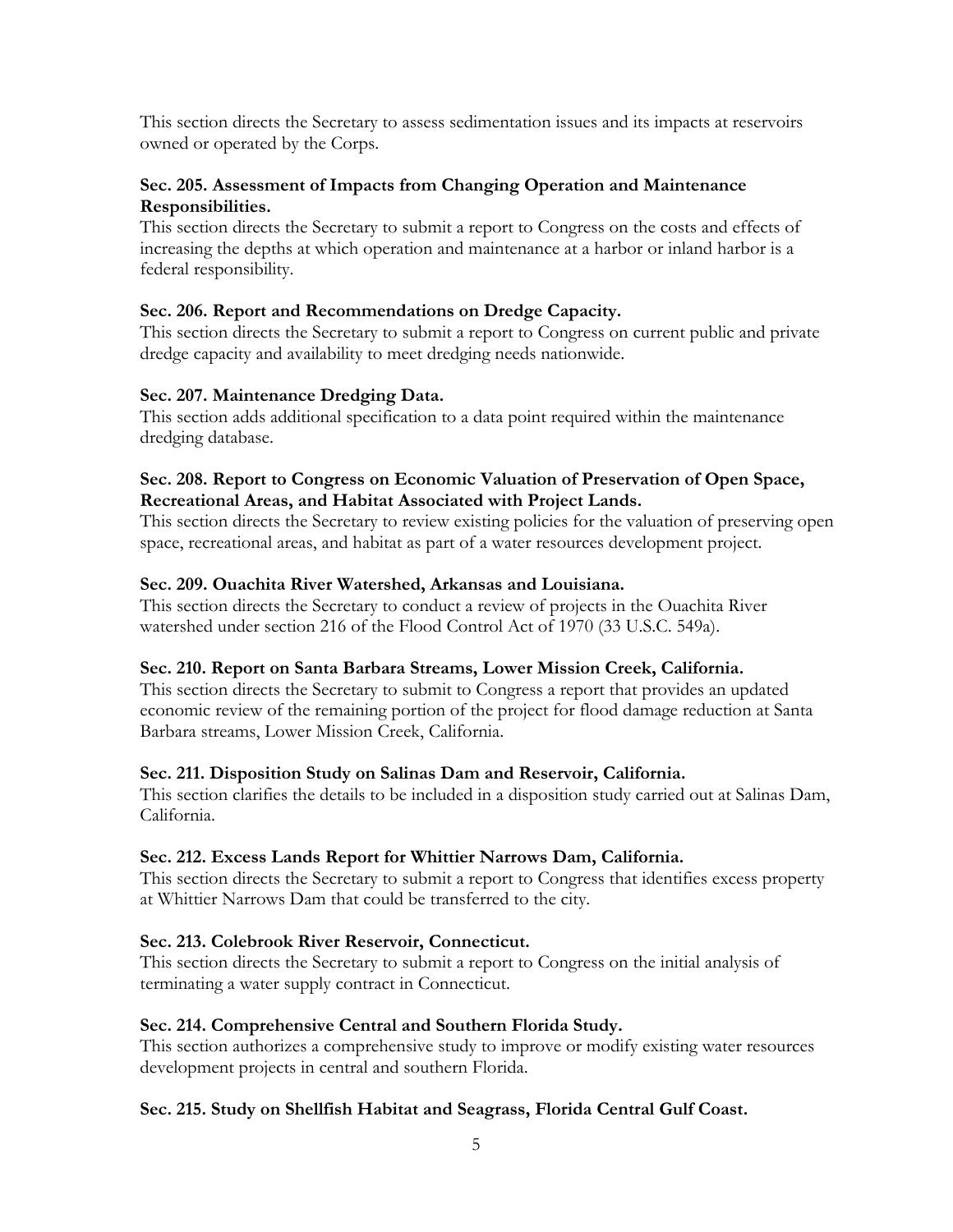This section directs the Secretary to assess sedimentation issues and its impacts at reservoirs owned or operated by the Corps.

**Sec. 205. Assessment of Impacts from Changing Operation and Maintenance Responsibilities.**
This section directs the Secretary to submit a report to Congress on the costs and effects of increasing the depths at which operation and maintenance at a harbor or inland harbor is a federal responsibility.

**Sec. 206. Report and Recommendations on Dredge Capacity.**
This section directs the Secretary to submit a report to Congress on current public and private dredge capacity and availability to meet dredging needs nationwide.

**Sec. 207. Maintenance Dredging Data.**
This section adds additional specification to a data point required within the maintenance dredging database.

**Sec. 208. Report to Congress on Economic Valuation of Preservation of Open Space, Recreational Areas, and Habitat Associated with Project Lands.**
This section directs the Secretary to review existing policies for the valuation of preserving open space, recreational areas, and habitat as part of a water resources development project.

**Sec. 209. Ouachita River Watershed, Arkansas and Louisiana.**
This section directs the Secretary to conduct a review of projects in the Ouachita River watershed under section 216 of the Flood Control Act of 1970 (33 U.S.C. 549a).

**Sec. 210. Report on Santa Barbara Streams, Lower Mission Creek, California.**
This section directs the Secretary to submit to Congress a report that provides an updated economic review of the remaining portion of the project for flood damage reduction at Santa Barbara streams, Lower Mission Creek, California.

**Sec. 211. Disposition Study on Salinas Dam and Reservoir, California.**
This section clarifies the details to be included in a disposition study carried out at Salinas Dam, California.

**Sec. 212. Excess Lands Report for Whittier Narrows Dam, California.**
This section directs the Secretary to submit a report to Congress that identifies excess property at Whittier Narrows Dam that could be transferred to the city.

**Sec. 213. Colebrook River Reservoir, Connecticut.**
This section directs the Secretary to submit a report to Congress on the initial analysis of terminating a water supply contract in Connecticut.

**Sec. 214. Comprehensive Central and Southern Florida Study.**
This section authorizes a comprehensive study to improve or modify existing water resources development projects in central and southern Florida.

**Sec. 215. Study on Shellfish Habitat and Seagrass, Florida Central Gulf Coast.**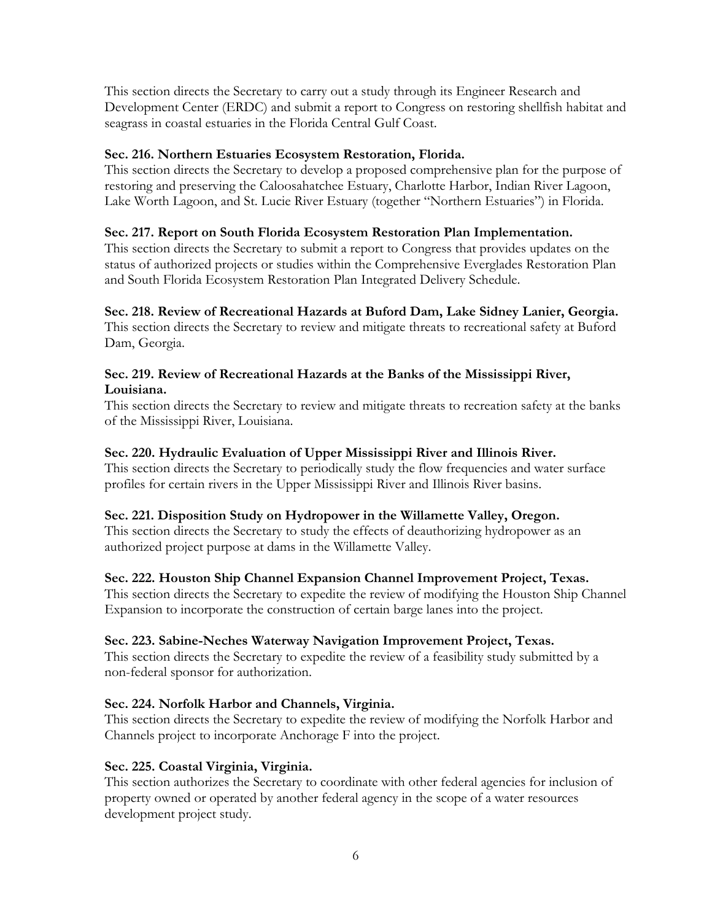This section directs the Secretary to carry out a study through its Engineer Research and Development Center (ERDC) and submit a report to Congress on restoring shellfish habitat and seagrass in coastal estuaries in the Florida Central Gulf Coast.

**Sec. 216. Northern Estuaries Ecosystem Restoration, Florida.**
This section directs the Secretary to develop a proposed comprehensive plan for the purpose of restoring and preserving the Caloosahatchee Estuary, Charlotte Harbor, Indian River Lagoon, Lake Worth Lagoon, and St. Lucie River Estuary (together "Northern Estuaries") in Florida.

**Sec. 217. Report on South Florida Ecosystem Restoration Plan Implementation.**
This section directs the Secretary to submit a report to Congress that provides updates on the status of authorized projects or studies within the Comprehensive Everglades Restoration Plan and South Florida Ecosystem Restoration Plan Integrated Delivery Schedule.

**Sec. 218. Review of Recreational Hazards at Buford Dam, Lake Sidney Lanier, Georgia.**
This section directs the Secretary to review and mitigate threats to recreational safety at Buford Dam, Georgia.

**Sec. 219. Review of Recreational Hazards at the Banks of the Mississippi River, Louisiana.**
This section directs the Secretary to review and mitigate threats to recreation safety at the banks of the Mississippi River, Louisiana.

**Sec. 220. Hydraulic Evaluation of Upper Mississippi River and Illinois River.**
This section directs the Secretary to periodically study the flow frequencies and water surface profiles for certain rivers in the Upper Mississippi River and Illinois River basins.

**Sec. 221. Disposition Study on Hydropower in the Willamette Valley, Oregon.**
This section directs the Secretary to study the effects of deauthorizing hydropower as an authorized project purpose at dams in the Willamette Valley.

**Sec. 222. Houston Ship Channel Expansion Channel Improvement Project, Texas.**
This section directs the Secretary to expedite the review of modifying the Houston Ship Channel Expansion to incorporate the construction of certain barge lanes into the project.

**Sec. 223. Sabine-Neches Waterway Navigation Improvement Project, Texas.**
This section directs the Secretary to expedite the review of a feasibility study submitted by a non-federal sponsor for authorization.

**Sec. 224. Norfolk Harbor and Channels, Virginia.**
This section directs the Secretary to expedite the review of modifying the Norfolk Harbor and Channels project to incorporate Anchorage F into the project.

**Sec. 225. Coastal Virginia, Virginia.**
This section authorizes the Secretary to coordinate with other federal agencies for inclusion of property owned or operated by another federal agency in the scope of a water resources development project study.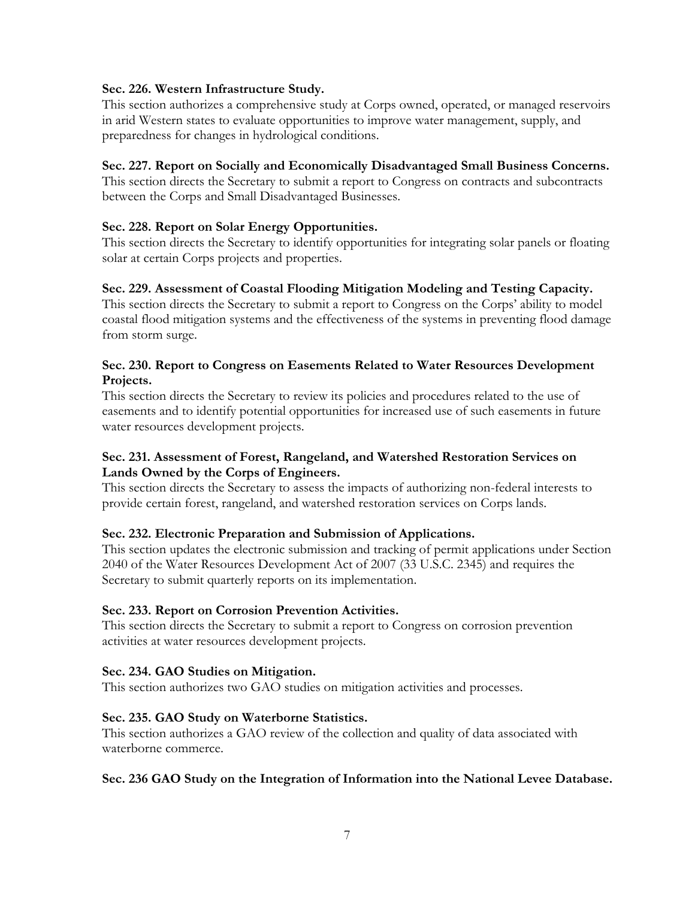**Sec. 226. Western Infrastructure Study.**
This section authorizes a comprehensive study at Corps owned, operated, or managed reservoirs in arid Western states to evaluate opportunities to improve water management, supply, and preparedness for changes in hydrological conditions.

**Sec. 227. Report on Socially and Economically Disadvantaged Small Business Concerns.**
This section directs the Secretary to submit a report to Congress on contracts and subcontracts between the Corps and Small Disadvantaged Businesses.

**Sec. 228. Report on Solar Energy Opportunities.**
This section directs the Secretary to identify opportunities for integrating solar panels or floating solar at certain Corps projects and properties.

**Sec. 229. Assessment of Coastal Flooding Mitigation Modeling and Testing Capacity.**
This section directs the Secretary to submit a report to Congress on the Corps' ability to model coastal flood mitigation systems and the effectiveness of the systems in preventing flood damage from storm surge.

**Sec. 230. Report to Congress on Easements Related to Water Resources Development Projects.**
This section directs the Secretary to review its policies and procedures related to the use of easements and to identify potential opportunities for increased use of such easements in future water resources development projects.

**Sec. 231. Assessment of Forest, Rangeland, and Watershed Restoration Services on Lands Owned by the Corps of Engineers.**
This section directs the Secretary to assess the impacts of authorizing non-federal interests to provide certain forest, rangeland, and watershed restoration services on Corps lands.

**Sec. 232. Electronic Preparation and Submission of Applications.**
This section updates the electronic submission and tracking of permit applications under Section 2040 of the Water Resources Development Act of 2007 (33 U.S.C. 2345) and requires the Secretary to submit quarterly reports on its implementation.

**Sec. 233. Report on Corrosion Prevention Activities.**
This section directs the Secretary to submit a report to Congress on corrosion prevention activities at water resources development projects.

**Sec. 234. GAO Studies on Mitigation.**
This section authorizes two GAO studies on mitigation activities and processes.

**Sec. 235. GAO Study on Waterborne Statistics.**
This section authorizes a GAO review of the collection and quality of data associated with waterborne commerce.

**Sec. 236 GAO Study on the Integration of Information into the National Levee Database.**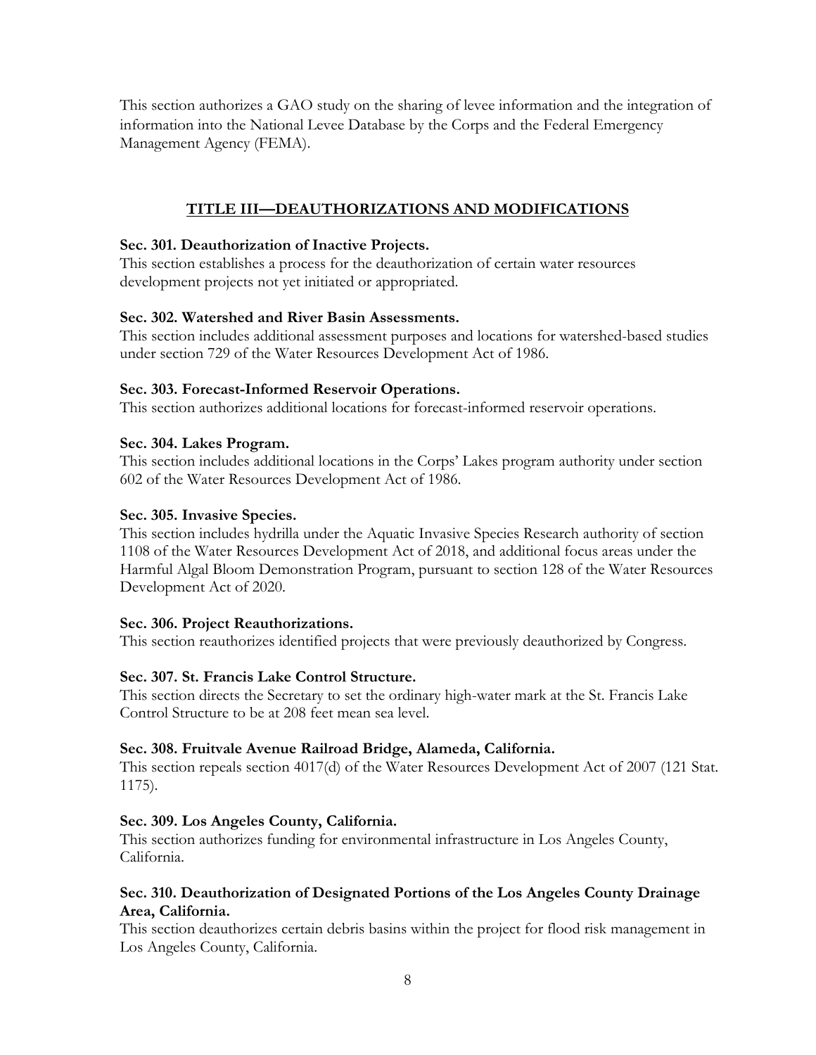This section authorizes a GAO study on the sharing of levee information and the integration of information into the National Levee Database by the Corps and the Federal Emergency Management Agency (FEMA).

## TITLE III—DEAUTHORIZATIONS AND MODIFICATIONS

**Sec. 301. Deauthorization of Inactive Projects.**
This section establishes a process for the deauthorization of certain water resources development projects not yet initiated or appropriated.

**Sec. 302. Watershed and River Basin Assessments.**
This section includes additional assessment purposes and locations for watershed-based studies under section 729 of the Water Resources Development Act of 1986.

**Sec. 303. Forecast-Informed Reservoir Operations.**
This section authorizes additional locations for forecast-informed reservoir operations.

**Sec. 304. Lakes Program.**
This section includes additional locations in the Corps' Lakes program authority under section 602 of the Water Resources Development Act of 1986.

**Sec. 305. Invasive Species.**
This section includes hydrilla under the Aquatic Invasive Species Research authority of section 1108 of the Water Resources Development Act of 2018, and additional focus areas under the Harmful Algal Bloom Demonstration Program, pursuant to section 128 of the Water Resources Development Act of 2020.

**Sec. 306. Project Reauthorizations.**
This section reauthorizes identified projects that were previously deauthorized by Congress.

**Sec. 307. St. Francis Lake Control Structure.**
This section directs the Secretary to set the ordinary high-water mark at the St. Francis Lake Control Structure to be at 208 feet mean sea level.

**Sec. 308. Fruitvale Avenue Railroad Bridge, Alameda, California.**
This section repeals section 4017(d) of the Water Resources Development Act of 2007 (121 Stat. 1175).

**Sec. 309. Los Angeles County, California.**
This section authorizes funding for environmental infrastructure in Los Angeles County, California.

**Sec. 310. Deauthorization of Designated Portions of the Los Angeles County Drainage Area, California.**
This section deauthorizes certain debris basins within the project for flood risk management in Los Angeles County, California.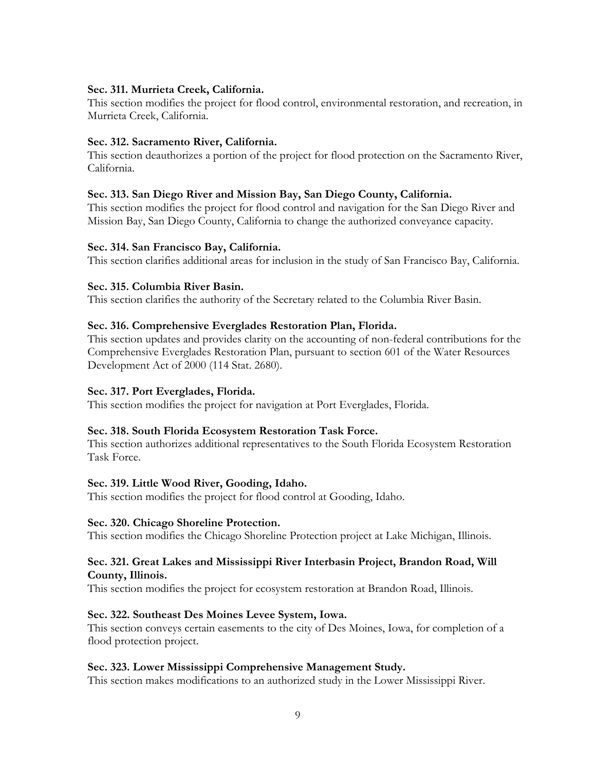**Sec. 311. Murrieta Creek, California.**
This section modifies the project for flood control, environmental restoration, and recreation, in Murrieta Creek, California.

**Sec. 312. Sacramento River, California.**
This section deauthorizes a portion of the project for flood protection on the Sacramento River, California.

**Sec. 313. San Diego River and Mission Bay, San Diego County, California.**
This section modifies the project for flood control and navigation for the San Diego River and Mission Bay, San Diego County, California to change the authorized conveyance capacity.

**Sec. 314. San Francisco Bay, California.**
This section clarifies additional areas for inclusion in the study of San Francisco Bay, California.

**Sec. 315. Columbia River Basin.**
This section clarifies the authority of the Secretary related to the Columbia River Basin.

**Sec. 316. Comprehensive Everglades Restoration Plan, Florida.**
This section updates and provides clarity on the accounting of non-federal contributions for the Comprehensive Everglades Restoration Plan, pursuant to section 601 of the Water Resources Development Act of 2000 (114 Stat. 2680).

**Sec. 317. Port Everglades, Florida.**
This section modifies the project for navigation at Port Everglades, Florida.

**Sec. 318. South Florida Ecosystem Restoration Task Force.**
This section authorizes additional representatives to the South Florida Ecosystem Restoration Task Force.

**Sec. 319. Little Wood River, Gooding, Idaho.**
This section modifies the project for flood control at Gooding, Idaho.

**Sec. 320. Chicago Shoreline Protection.**
This section modifies the Chicago Shoreline Protection project at Lake Michigan, Illinois.

**Sec. 321. Great Lakes and Mississippi River Interbasin Project, Brandon Road, Will County, Illinois.**
This section modifies the project for ecosystem restoration at Brandon Road, Illinois.

**Sec. 322. Southeast Des Moines Levee System, Iowa.**
This section conveys certain easements to the city of Des Moines, Iowa, for completion of a flood protection project.

**Sec. 323. Lower Mississippi Comprehensive Management Study.**
This section makes modifications to an authorized study in the Lower Mississippi River.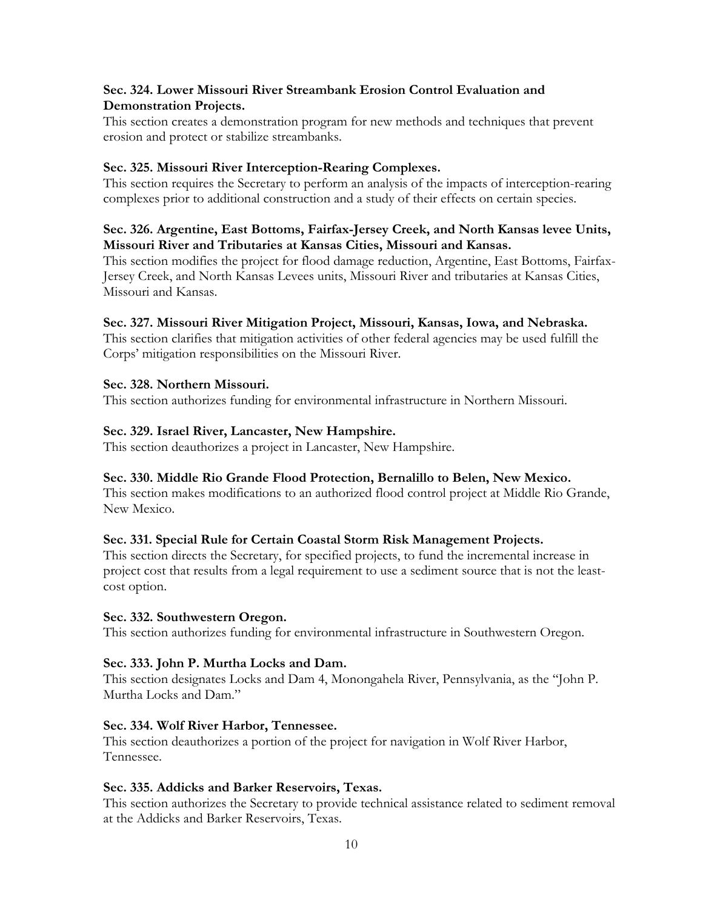**Sec. 324. Lower Missouri River Streambank Erosion Control Evaluation and Demonstration Projects.**

This section creates a demonstration program for new methods and techniques that prevent erosion and protect or stabilize streambanks.

**Sec. 325. Missouri River Interception-Rearing Complexes.**

This section requires the Secretary to perform an analysis of the impacts of interception-rearing complexes prior to additional construction and a study of their effects on certain species.

**Sec. 326. Argentine, East Bottoms, Fairfax-Jersey Creek, and North Kansas levee Units, Missouri River and Tributaries at Kansas Cities, Missouri and Kansas.**

This section modifies the project for flood damage reduction, Argentine, East Bottoms, Fairfax-Jersey Creek, and North Kansas Levees units, Missouri River and tributaries at Kansas Cities, Missouri and Kansas.

**Sec. 327. Missouri River Mitigation Project, Missouri, Kansas, Iowa, and Nebraska.**

This section clarifies that mitigation activities of other federal agencies may be used fulfill the Corps' mitigation responsibilities on the Missouri River.

**Sec. 328. Northern Missouri.**

This section authorizes funding for environmental infrastructure in Northern Missouri.

**Sec. 329. Israel River, Lancaster, New Hampshire.**

This section deauthorizes a project in Lancaster, New Hampshire.

**Sec. 330. Middle Rio Grande Flood Protection, Bernalillo to Belen, New Mexico.**

This section makes modifications to an authorized flood control project at Middle Rio Grande, New Mexico.

**Sec. 331. Special Rule for Certain Coastal Storm Risk Management Projects.**

This section directs the Secretary, for specified projects, to fund the incremental increase in project cost that results from a legal requirement to use a sediment source that is not the least-cost option.

**Sec. 332. Southwestern Oregon.**

This section authorizes funding for environmental infrastructure in Southwestern Oregon.

**Sec. 333. John P. Murtha Locks and Dam.**

This section designates Locks and Dam 4, Monongahela River, Pennsylvania, as the "John P. Murtha Locks and Dam."

**Sec. 334. Wolf River Harbor, Tennessee.**

This section deauthorizes a portion of the project for navigation in Wolf River Harbor, Tennessee.

**Sec. 335. Addicks and Barker Reservoirs, Texas.**

This section authorizes the Secretary to provide technical assistance related to sediment removal at the Addicks and Barker Reservoirs, Texas.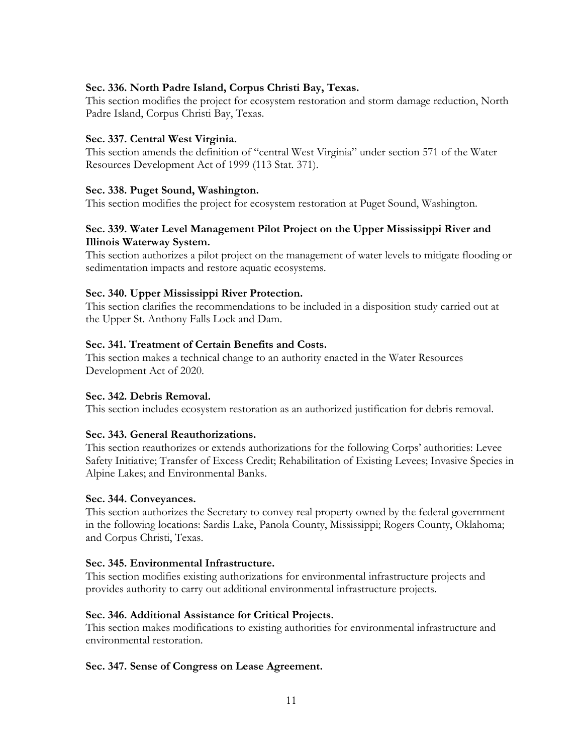**Sec. 336. North Padre Island, Corpus Christi Bay, Texas.**
This section modifies the project for ecosystem restoration and storm damage reduction, North Padre Island, Corpus Christi Bay, Texas.

**Sec. 337. Central West Virginia.**
This section amends the definition of "central West Virginia" under section 571 of the Water Resources Development Act of 1999 (113 Stat. 371).

**Sec. 338. Puget Sound, Washington.**
This section modifies the project for ecosystem restoration at Puget Sound, Washington.

**Sec. 339. Water Level Management Pilot Project on the Upper Mississippi River and Illinois Waterway System.**
This section authorizes a pilot project on the management of water levels to mitigate flooding or sedimentation impacts and restore aquatic ecosystems.

**Sec. 340. Upper Mississippi River Protection.**
This section clarifies the recommendations to be included in a disposition study carried out at the Upper St. Anthony Falls Lock and Dam.

**Sec. 341. Treatment of Certain Benefits and Costs.**
This section makes a technical change to an authority enacted in the Water Resources Development Act of 2020.

**Sec. 342. Debris Removal.**
This section includes ecosystem restoration as an authorized justification for debris removal.

**Sec. 343. General Reauthorizations.**
This section reauthorizes or extends authorizations for the following Corps' authorities: Levee Safety Initiative; Transfer of Excess Credit; Rehabilitation of Existing Levees; Invasive Species in Alpine Lakes; and Environmental Banks.

**Sec. 344. Conveyances.**
This section authorizes the Secretary to convey real property owned by the federal government in the following locations: Sardis Lake, Panola County, Mississippi; Rogers County, Oklahoma; and Corpus Christi, Texas.

**Sec. 345. Environmental Infrastructure.**
This section modifies existing authorizations for environmental infrastructure projects and provides authority to carry out additional environmental infrastructure projects.

**Sec. 346. Additional Assistance for Critical Projects.**
This section makes modifications to existing authorities for environmental infrastructure and environmental restoration.

**Sec. 347. Sense of Congress on Lease Agreement.**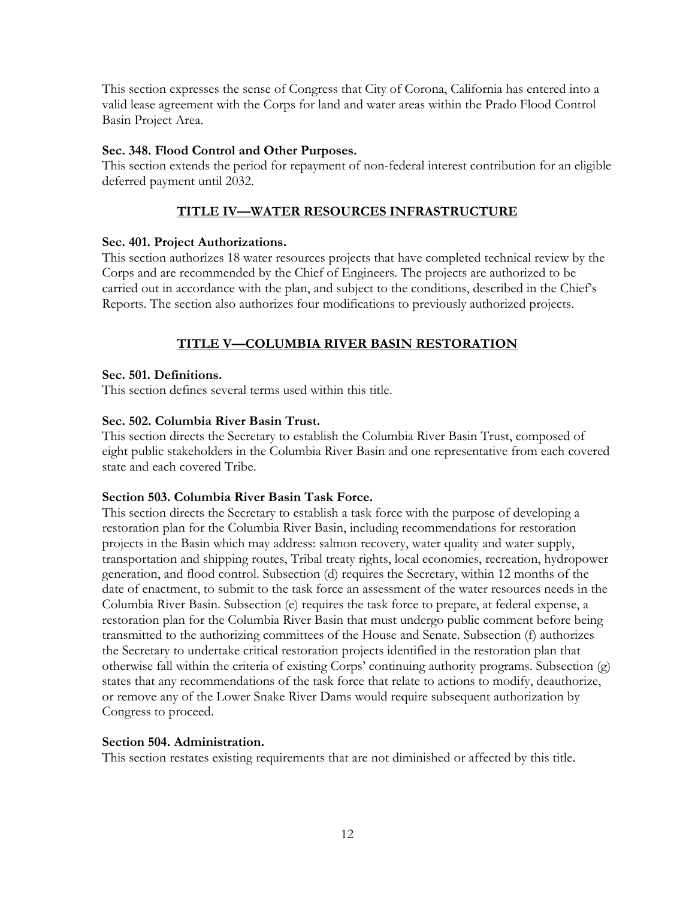This section expresses the sense of Congress that City of Corona, California has entered into a valid lease agreement with the Corps for land and water areas within the Prado Flood Control Basin Project Area.

**Sec. 348. Flood Control and Other Purposes.**
This section extends the period for repayment of non-federal interest contribution for an eligible deferred payment until 2032.

## TITLE IV—WATER RESOURCES INFRASTRUCTURE

**Sec. 401. Project Authorizations.**
This section authorizes 18 water resources projects that have completed technical review by the Corps and are recommended by the Chief of Engineers. The projects are authorized to be carried out in accordance with the plan, and subject to the conditions, described in the Chief's Reports. The section also authorizes four modifications to previously authorized projects.

## TITLE V—COLUMBIA RIVER BASIN RESTORATION

**Sec. 501. Definitions.**
This section defines several terms used within this title.

**Sec. 502. Columbia River Basin Trust.**
This section directs the Secretary to establish the Columbia River Basin Trust, composed of eight public stakeholders in the Columbia River Basin and one representative from each covered state and each covered Tribe.

**Section 503. Columbia River Basin Task Force.**
This section directs the Secretary to establish a task force with the purpose of developing a restoration plan for the Columbia River Basin, including recommendations for restoration projects in the Basin which may address: salmon recovery, water quality and water supply, transportation and shipping routes, Tribal treaty rights, local economies, recreation, hydropower generation, and flood control. Subsection (d) requires the Secretary, within 12 months of the date of enactment, to submit to the task force an assessment of the water resources needs in the Columbia River Basin. Subsection (e) requires the task force to prepare, at federal expense, a restoration plan for the Columbia River Basin that must undergo public comment before being transmitted to the authorizing committees of the House and Senate. Subsection (f) authorizes the Secretary to undertake critical restoration projects identified in the restoration plan that otherwise fall within the criteria of existing Corps' continuing authority programs. Subsection (g) states that any recommendations of the task force that relate to actions to modify, deauthorize, or remove any of the Lower Snake River Dams would require subsequent authorization by Congress to proceed.

**Section 504. Administration.**
This section restates existing requirements that are not diminished or affected by this title.